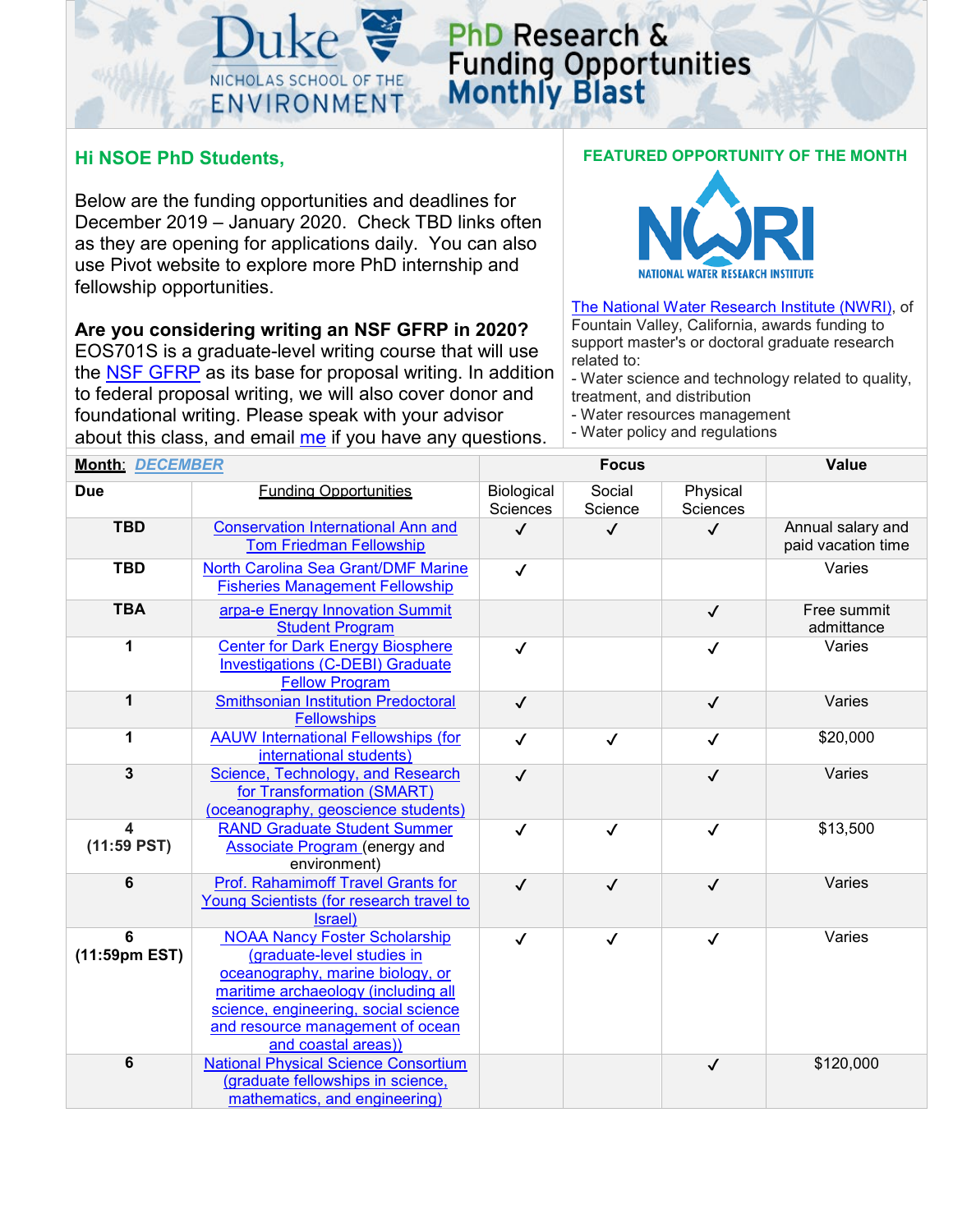# Duke NICHOLAS SCHOOL OF THE ENVIRONMENT

# PhD Research & Funding Opportunities Monthly Blast

## Hi NSOE PhD Students,

Below are the funding opportunities and deadlines for December 2019 – January 2020. Check TBD links often as they are opening for applications daily. You can also use Pivot website to explore more PhD internship and fellowship opportunities.

**Are you considering writing an NSF GFRP in 2020?** EOS701S is a graduate-level writing course that will use the NSF GFRP as its base for proposal writing. In addition to federal proposal writing, we will also cover donor and foundational writing. Please speak with your advisor about this class, and email me if you have any questions.

## FEATURED OPPORTUNITY OF THE MONTH

NWRI NATIONAL WATER RESEARCH INSTITUTE

The National Water Research Institute (NWRI), of Fountain Valley, California, awards funding to support master's or doctoral graduate research related to:

- Water science and technology related to quality, treatment, and distribution
- Water resources management
- Water policy and regulations

| **Month**: ***DECEMBER*** | | Focus | | | Value |
|---|---|---|---|---|---|
| **Due** | Funding Opportunities | Biological Sciences | Social Science | Physical Sciences | |
| **TBD** | Conservation International Ann and Tom Friedman Fellowship | ✓ | ✓ | ✓ | Annual salary and paid vacation time |
| **TBD** | North Carolina Sea Grant/DMF Marine Fisheries Management Fellowship | ✓ | | | Varies |
| **TBA** | arpa-e Energy Innovation Summit Student Program | | | ✓ | Free summit admittance |
| **1** | Center for Dark Energy Biosphere Investigations (C-DEBI) Graduate Fellow Program | ✓ | | ✓ | Varies |
| **1** | Smithsonian Institution Predoctoral Fellowships | ✓ | | ✓ | Varies |
| **1** | AAUW International Fellowships (for international students) | ✓ | ✓ | ✓ | $20,000 |
| **3** | Science, Technology, and Research for Transformation (SMART) (oceanography, geoscience students) | ✓ | | ✓ | Varies |
| **4 (11:59 PST)** | RAND Graduate Student Summer Associate Program (energy and environment) | ✓ | ✓ | ✓ | $13,500 |
| **6** | Prof. Rahamimoff Travel Grants for Young Scientists (for research travel to Israel) | ✓ | ✓ | ✓ | Varies |
| **6 (11:59pm EST)** | NOAA Nancy Foster Scholarship (graduate-level studies in oceanography, marine biology, or maritime archaeology (including all science, engineering, social science and resource management of ocean and coastal areas)) | ✓ | ✓ | ✓ | Varies |
| **6** | National Physical Science Consortium (graduate fellowships in science, mathematics, and engineering) | | | ✓ | $120,000 |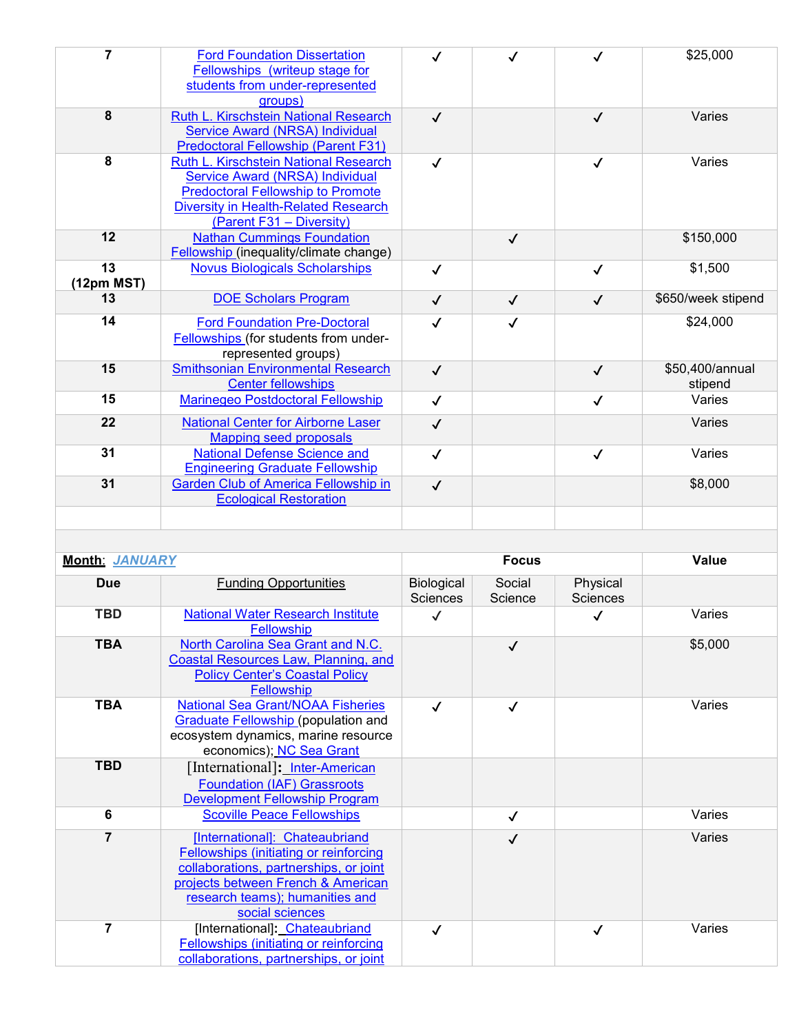| | | | | | |
|---|---|---|---|---|---|
| 7 | Ford Foundation Dissertation Fellowships (writeup stage for students from under-represented groups) | ✓ | ✓ | ✓ | $25,000 |
| 8 | Ruth L. Kirschstein National Research Service Award (NRSA) Individual Predoctoral Fellowship (Parent F31) | ✓ | | ✓ | Varies |
| 8 | Ruth L. Kirschstein National Research Service Award (NRSA) Individual Predoctoral Fellowship to Promote Diversity in Health-Related Research (Parent F31 – Diversity) | ✓ | | ✓ | Varies |
| 12 | Nathan Cummings Foundation Fellowship (inequality/climate change) | | ✓ | | $150,000 |
| 13 (12pm MST) | Novus Biologicals Scholarships | ✓ | | ✓ | $1,500 |
| 13 | DOE Scholars Program | ✓ | ✓ | ✓ | $650/week stipend |
| 14 | Ford Foundation Pre-Doctoral Fellowships (for students from under-represented groups) | ✓ | ✓ | | $24,000 |
| 15 | Smithsonian Environmental Research Center fellowships | ✓ | | ✓ | $50,400/annual stipend |
| 15 | Marinegeo Postdoctoral Fellowship | ✓ | | ✓ | Varies |
| 22 | National Center for Airborne Laser Mapping seed proposals | ✓ | | | Varies |
| 31 | National Defense Science and Engineering Graduate Fellowship | ✓ | | ✓ | Varies |
| 31 | Garden Club of America Fellowship in Ecological Restoration | ✓ | | | $8,000 |

| **Month**: ***JANUARY*** | | **Focus** | | | **Value** |
|---|---|---|---|---|---|
| **Due** | Funding Opportunities | Biological Sciences | Social Science | Physical Sciences | |
| **TBD** | National Water Research Institute Fellowship | ✓ | | ✓ | Varies |
| **TBA** | North Carolina Sea Grant and N.C. Coastal Resources Law, Planning, and Policy Center's Coastal Policy Fellowship | | ✓ | | $5,000 |
| **TBA** | National Sea Grant/NOAA Fisheries Graduate Fellowship (population and ecosystem dynamics, marine resource economics); NC Sea Grant | ✓ | ✓ | | Varies |
| **TBD** | [International]: Inter-American Foundation (IAF) Grassroots Development Fellowship Program | | | | |
| 6 | Scoville Peace Fellowships | | ✓ | | Varies |
| 7 | [International]: Chateaubriand Fellowships (initiating or reinforcing collaborations, partnerships, or joint projects between French & American research teams); humanities and social sciences | | ✓ | | Varies |
| 7 | [International]: Chateaubriand Fellowships (initiating or reinforcing collaborations, partnerships, or joint | ✓ | | ✓ | Varies |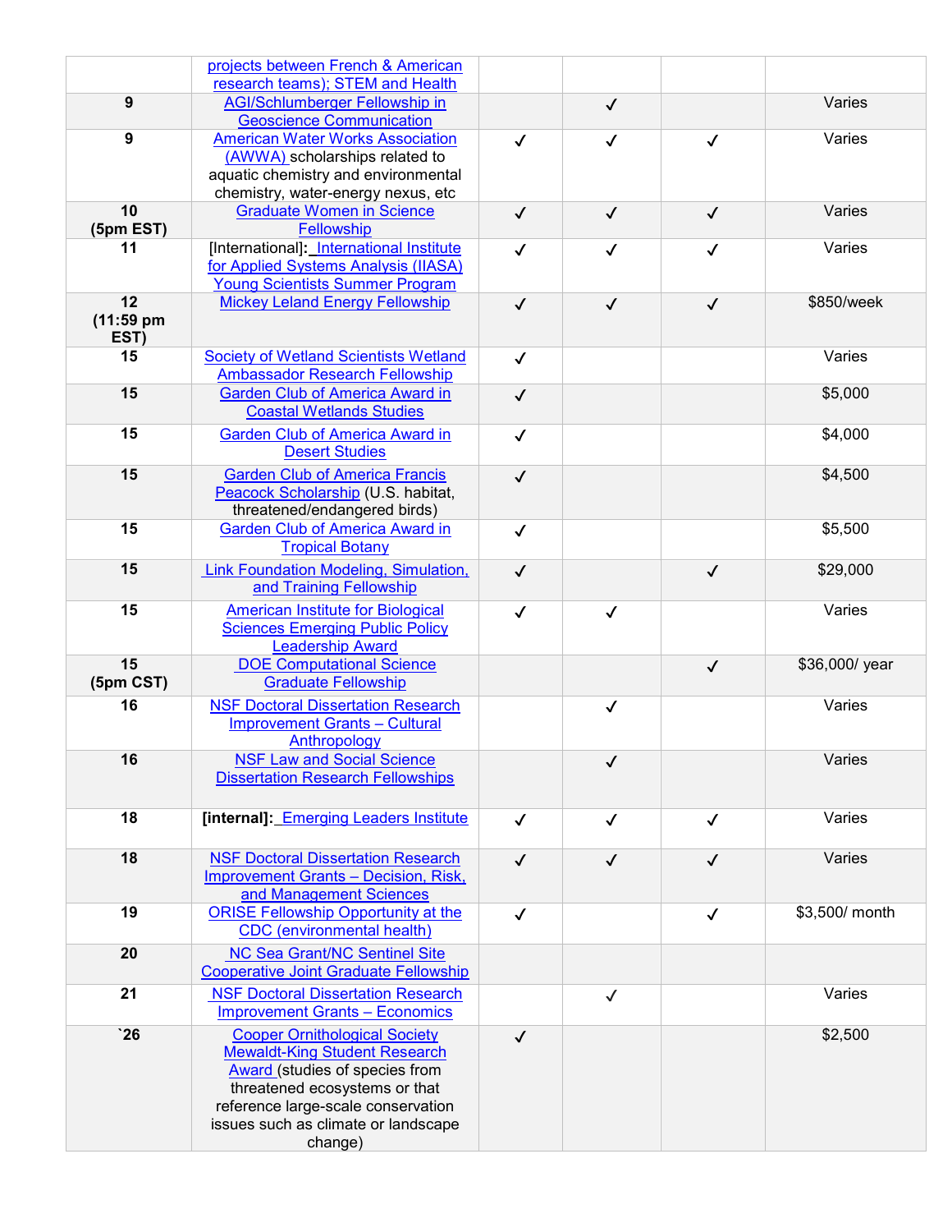| | | | | | |
|---|---|---|---|---|---|
| | projects between French & American research teams); STEM and Health | | | | |
| **9** | AGI/Schlumberger Fellowship in Geoscience Communication | | ✓ | | Varies |
| **9** | American Water Works Association (AWWA) scholarships related to aquatic chemistry and environmental chemistry, water-energy nexus, etc | ✓ | ✓ | ✓ | Varies |
| **10 (5pm EST)** | Graduate Women in Science Fellowship | ✓ | ✓ | ✓ | Varies |
| **11** | [International]: International Institute for Applied Systems Analysis (IIASA) Young Scientists Summer Program | ✓ | ✓ | ✓ | Varies |
| **12 (11:59 pm EST)** | Mickey Leland Energy Fellowship | ✓ | ✓ | ✓ | $850/week |
| **15** | Society of Wetland Scientists Wetland Ambassador Research Fellowship | ✓ | | | Varies |
| **15** | Garden Club of America Award in Coastal Wetlands Studies | ✓ | | | $5,000 |
| **15** | Garden Club of America Award in Desert Studies | ✓ | | | $4,000 |
| **15** | Garden Club of America Francis Peacock Scholarship (U.S. habitat, threatened/endangered birds) | ✓ | | | $4,500 |
| **15** | Garden Club of America Award in Tropical Botany | ✓ | | | $5,500 |
| **15** | Link Foundation Modeling, Simulation, and Training Fellowship | ✓ | | ✓ | $29,000 |
| **15** | American Institute for Biological Sciences Emerging Public Policy Leadership Award | ✓ | ✓ | | Varies |
| **15 (5pm CST)** | DOE Computational Science Graduate Fellowship | | | ✓ | $36,000/ year |
| **16** | NSF Doctoral Dissertation Research Improvement Grants – Cultural Anthropology | | ✓ | | Varies |
| **16** | NSF Law and Social Science Dissertation Research Fellowships | | ✓ | | Varies |
| **18** | **[internal]:** Emerging Leaders Institute | ✓ | ✓ | ✓ | Varies |
| **18** | NSF Doctoral Dissertation Research Improvement Grants – Decision, Risk, and Management Sciences | ✓ | ✓ | ✓ | Varies |
| **19** | ORISE Fellowship Opportunity at the CDC (environmental health) | ✓ | | ✓ | $3,500/ month |
| **20** | NC Sea Grant/NC Sentinel Site Cooperative Joint Graduate Fellowship | | | | |
| **21** | NSF Doctoral Dissertation Research Improvement Grants – Economics | | ✓ | | Varies |
| **`26** | Cooper Ornithological Society Mewaldt-King Student Research Award (studies of species from threatened ecosystems or that reference large-scale conservation issues such as climate or landscape change) | ✓ | | | $2,500 |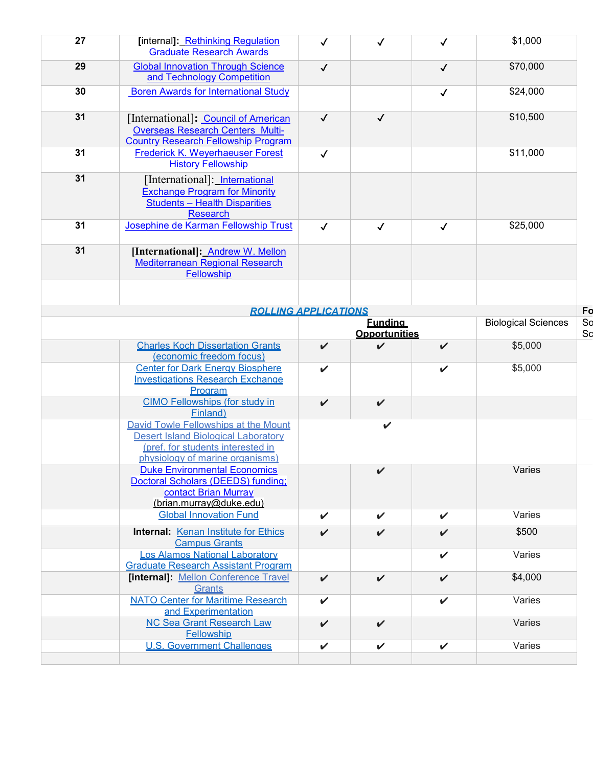| | | | | | |
|---|---|---|---|---|---|
| 27 | **[internal]:** Rethinking Regulation Graduate Research Awards | ✓ | ✓ | ✓ | $1,000 |
| 29 | Global Innovation Through Science and Technology Competition | ✓ | | ✓ | $70,000 |
| 30 | Boren Awards for International Study | | | ✓ | $24,000 |
| 31 | [International]**:** Council of American Overseas Research Centers Multi-Country Research Fellowship Program | ✓ | ✓ | | $10,500 |
| 31 | Frederick K. Weyerhaeuser Forest History Fellowship | ✓ | | | $11,000 |
| 31 | [International]: International Exchange Program for Minority Students – Health Disparities Research | | | | |
| 31 | Josephine de Karman Fellowship Trust | ✓ | ✓ | ✓ | $25,000 |
| 31 | **[International]:** Andrew W. Mellon Mediterranean Regional Research Fellowship | | | | |
| | | | | | |
| ***ROLLING APPLICATIONS*** | | | | | |
| | | | **Funding Opportunities** | | Biological Sciences |
| | Charles Koch Dissertation Grants (economic freedom focus) | ✔ | ✔ | ✔ | $5,000 |
| | Center for Dark Energy Biosphere Investigations Research Exchange Program | ✔ | | ✔ | $5,000 |
| | CIMO Fellowships (for study in Finland) | ✔ | ✔ | | |
| | David Towle Fellowships at the Mount Desert Island Biological Laboratory (pref. for students interested in physiology of marine organisms) | | ✔ | | |
| | Duke Environmental Economics Doctoral Scholars (DEEDS) funding; contact Brian Murray (brian.murray@duke.edu) | | ✔ | | Varies |
| | Global Innovation Fund | ✔ | ✔ | ✔ | Varies |
| | **Internal:** Kenan Institute for Ethics Campus Grants | ✔ | ✔ | ✔ | $500 |
| | Los Alamos National Laboratory Graduate Research Assistant Program | | | ✔ | Varies |
| | **[internal]:** Mellon Conference Travel Grants | ✔ | ✔ | ✔ | $4,000 |
| | NATO Center for Maritime Research and Experimentation | ✔ | | ✔ | Varies |
| | NC Sea Grant Research Law Fellowship | ✔ | ✔ | | Varies |
| | U.S. Government Challenges | ✔ | ✔ | ✔ | Varies |
| | | | | | |